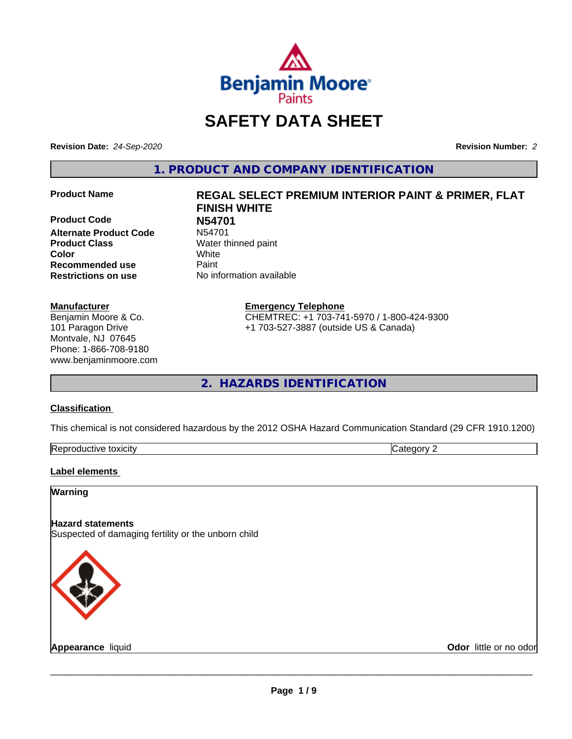# SAFETY DATA SHEET

**Revision Date:** *24-Sep-2020*

**Revision Number:** *2*

## 1. PRODUCT AND COMPANY IDENTIFICATION

| | |
|---|---|
| **Product Name** | **REGAL SELECT PREMIUM INTERIOR PAINT & PRIMER, FLAT FINISH WHITE** |
| **Product Code** | **N54701** |
| **Alternate Product Code** | N54701 |
| **Product Class** | Water thinned paint |
| **Color** | White |
| **Recommended use** | Paint |
| **Restrictions on use** | No information available |

**Manufacturer**
Benjamin Moore & Co.
101 Paragon Drive
Montvale, NJ 07645
Phone: 1-866-708-9180
www.benjaminmoore.com

**Emergency Telephone**
CHEMTREC: +1 703-741-5970 / 1-800-424-9300
+1 703-527-3887 (outside US & Canada)

## 2. HAZARDS IDENTIFICATION

### Classification

This chemical is not considered hazardous by the 2012 OSHA Hazard Communication Standard (29 CFR 1910.1200)

| Reproductive toxicity | Category 2 |
|---|---|

### Label elements

**Warning**

**Hazard statements**
Suspected of damaging fertility or the unborn child

**Appearance** liquid

**Odor** little or no odor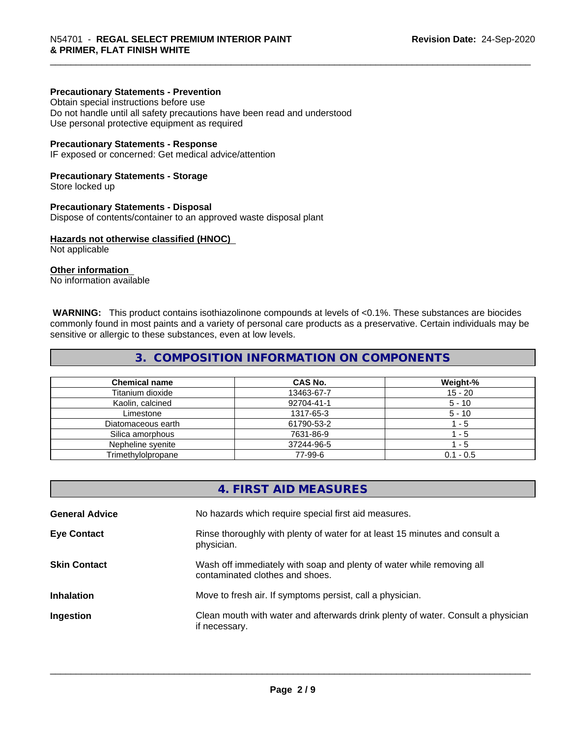**Precautionary Statements - Prevention**
Obtain special instructions before use
Do not handle until all safety precautions have been read and understood
Use personal protective equipment as required

**Precautionary Statements - Response**
IF exposed or concerned: Get medical advice/attention

**Precautionary Statements - Storage**
Store locked up

**Precautionary Statements - Disposal**
Dispose of contents/container to an approved waste disposal plant

**Hazards not otherwise classified (HNOC)**
Not applicable

**Other information**
No information available

**WARNING:** This product contains isothiazolinone compounds at levels of <0.1%. These substances are biocides commonly found in most paints and a variety of personal care products as a preservative. Certain individuals may be sensitive or allergic to these substances, even at low levels.

## 3. COMPOSITION INFORMATION ON COMPONENTS

| Chemical name | CAS No. | Weight-% |
|---|---|---|
| Titanium dioxide | 13463-67-7 | 15 - 20 |
| Kaolin, calcined | 92704-41-1 | 5 - 10 |
| Limestone | 1317-65-3 | 5 - 10 |
| Diatomaceous earth | 61790-53-2 | 1 - 5 |
| Silica amorphous | 7631-86-9 | 1 - 5 |
| Nepheline syenite | 37244-96-5 | 1 - 5 |
| Trimethylolpropane | 77-99-6 | 0.1 - 0.5 |

## 4. FIRST AID MEASURES

**General Advice** No hazards which require special first aid measures.

**Eye Contact** Rinse thoroughly with plenty of water for at least 15 minutes and consult a physician.

**Skin Contact** Wash off immediately with soap and plenty of water while removing all contaminated clothes and shoes.

**Inhalation** Move to fresh air. If symptoms persist, call a physician.

**Ingestion** Clean mouth with water and afterwards drink plenty of water. Consult a physician if necessary.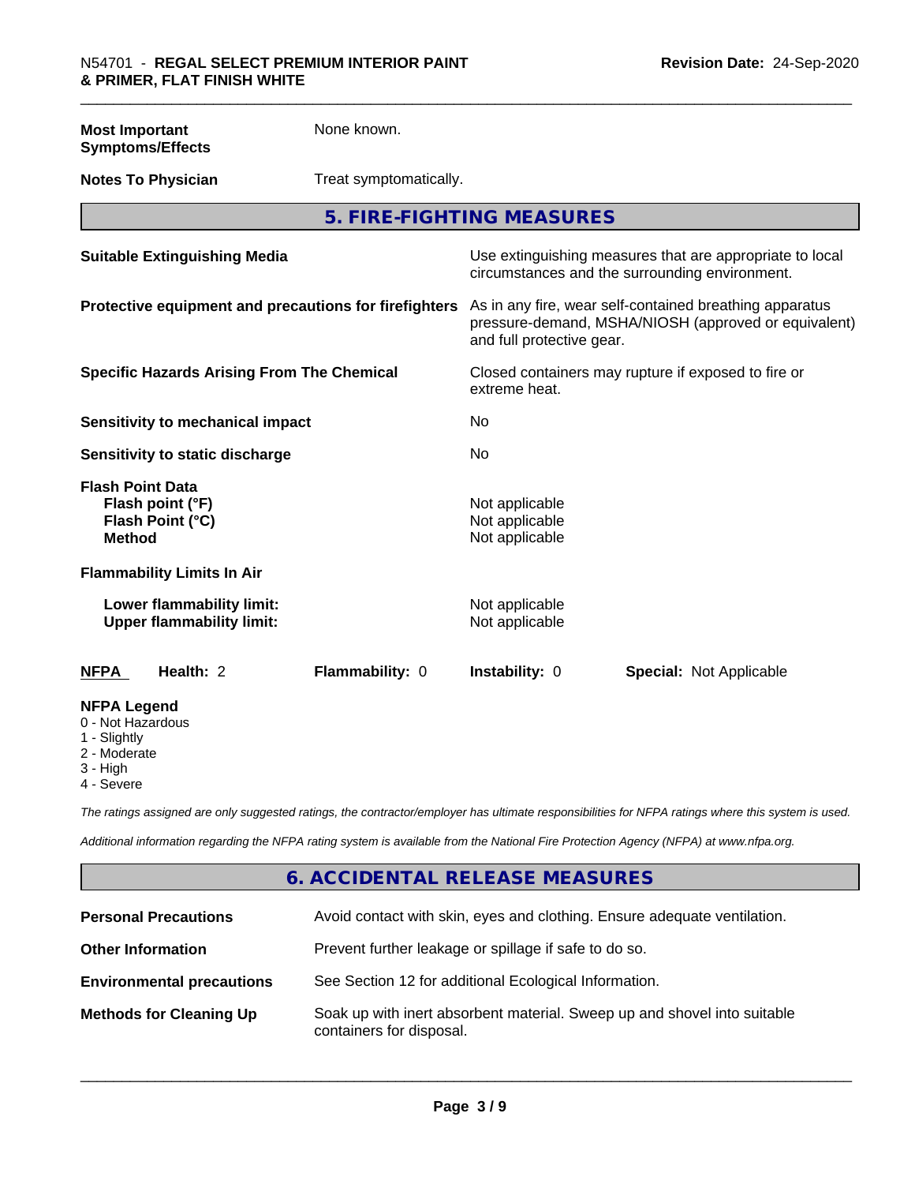| | |
|---|---|
| **Most Important Symptoms/Effects** | None known. |
| **Notes To Physician** | Treat symptomatically. |

## 5. FIRE-FIGHTING MEASURES

| | |
|---|---|
| **Suitable Extinguishing Media** | Use extinguishing measures that are appropriate to local circumstances and the surrounding environment. |
| **Protective equipment and precautions for firefighters** | As in any fire, wear self-contained breathing apparatus pressure-demand, MSHA/NIOSH (approved or equivalent) and full protective gear. |
| **Specific Hazards Arising From The Chemical** | Closed containers may rupture if exposed to fire or extreme heat. |
| **Sensitivity to mechanical impact** | No |
| **Sensitivity to static discharge** | No |

**Flash Point Data**

| | |
|---|---|
| **Flash point (°F)** | Not applicable |
| **Flash Point (°C)** | Not applicable |
| **Method** | Not applicable |

**Flammability Limits In Air**

| | |
|---|---|
| **Lower flammability limit:** | Not applicable |
| **Upper flammability limit:** | Not applicable |

| **NFPA** | **Health:** 2 | **Flammability:** 0 | **Instability:** 0 | **Special:** Not Applicable |
|---|---|---|---|---|

**NFPA Legend**
- 0 - Not Hazardous
- 1 - Slightly
- 2 - Moderate
- 3 - High
- 4 - Severe

*The ratings assigned are only suggested ratings, the contractor/employer has ultimate responsibilities for NFPA ratings where this system is used.*

*Additional information regarding the NFPA rating system is available from the National Fire Protection Agency (NFPA) at www.nfpa.org.*

## 6. ACCIDENTAL RELEASE MEASURES

| | |
|---|---|
| **Personal Precautions** | Avoid contact with skin, eyes and clothing. Ensure adequate ventilation. |
| **Other Information** | Prevent further leakage or spillage if safe to do so. |
| **Environmental precautions** | See Section 12 for additional Ecological Information. |
| **Methods for Cleaning Up** | Soak up with inert absorbent material. Sweep up and shovel into suitable containers for disposal. |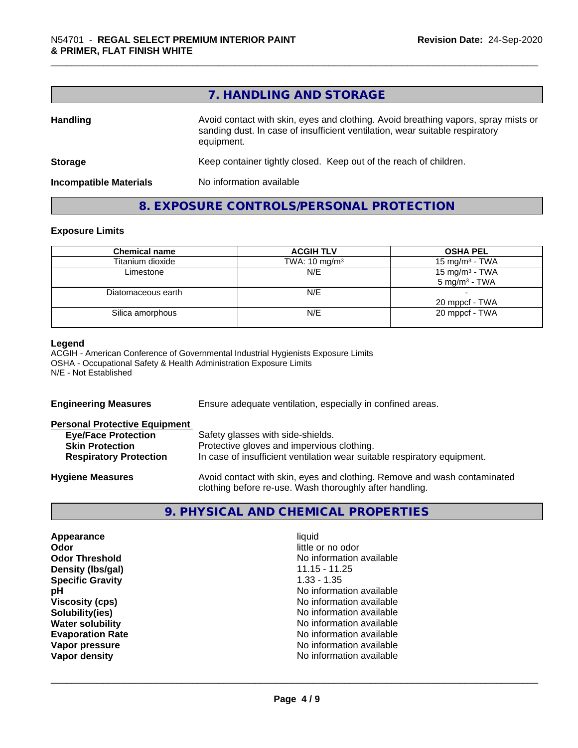## 7. HANDLING AND STORAGE

**Handling**: Avoid contact with skin, eyes and clothing. Avoid breathing vapors, spray mists or sanding dust. In case of insufficient ventilation, wear suitable respiratory equipment.

**Storage**: Keep container tightly closed. Keep out of the reach of children.

**Incompatible Materials**: No information available

## 8. EXPOSURE CONTROLS/PERSONAL PROTECTION

### Exposure Limits

| Chemical name | ACGIH TLV | OSHA PEL |
|---|---|---|
| Titanium dioxide | TWA: 10 mg/m³ | 15 mg/m³ - TWA |
| Limestone | N/E | 15 mg/m³ - TWA<br>5 mg/m³ - TWA |
| Diatomaceous earth | N/E | -<br>20 mppcf - TWA |
| Silica amorphous | N/E | 20 mppcf - TWA |

**Legend**
ACGIH - American Conference of Governmental Industrial Hygienists Exposure Limits
OSHA - Occupational Safety & Health Administration Exposure Limits
N/E - Not Established

**Engineering Measures**: Ensure adequate ventilation, especially in confined areas.

**Personal Protective Equipment**
- **Eye/Face Protection**: Safety glasses with side-shields.
- **Skin Protection**: Protective gloves and impervious clothing.
- **Respiratory Protection**: In case of insufficient ventilation wear suitable respiratory equipment.

**Hygiene Measures**: Avoid contact with skin, eyes and clothing. Remove and wash contaminated clothing before re-use. Wash thoroughly after handling.

## 9. PHYSICAL AND CHEMICAL PROPERTIES

| Property | Value |
|---|---|
| **Appearance** | liquid |
| **Odor** | little or no odor |
| **Odor Threshold** | No information available |
| **Density (lbs/gal)** | 11.15 - 11.25 |
| **Specific Gravity** | 1.33 - 1.35 |
| **pH** | No information available |
| **Viscosity (cps)** | No information available |
| **Solubility(ies)** | No information available |
| **Water solubility** | No information available |
| **Evaporation Rate** | No information available |
| **Vapor pressure** | No information available |
| **Vapor density** | No information available |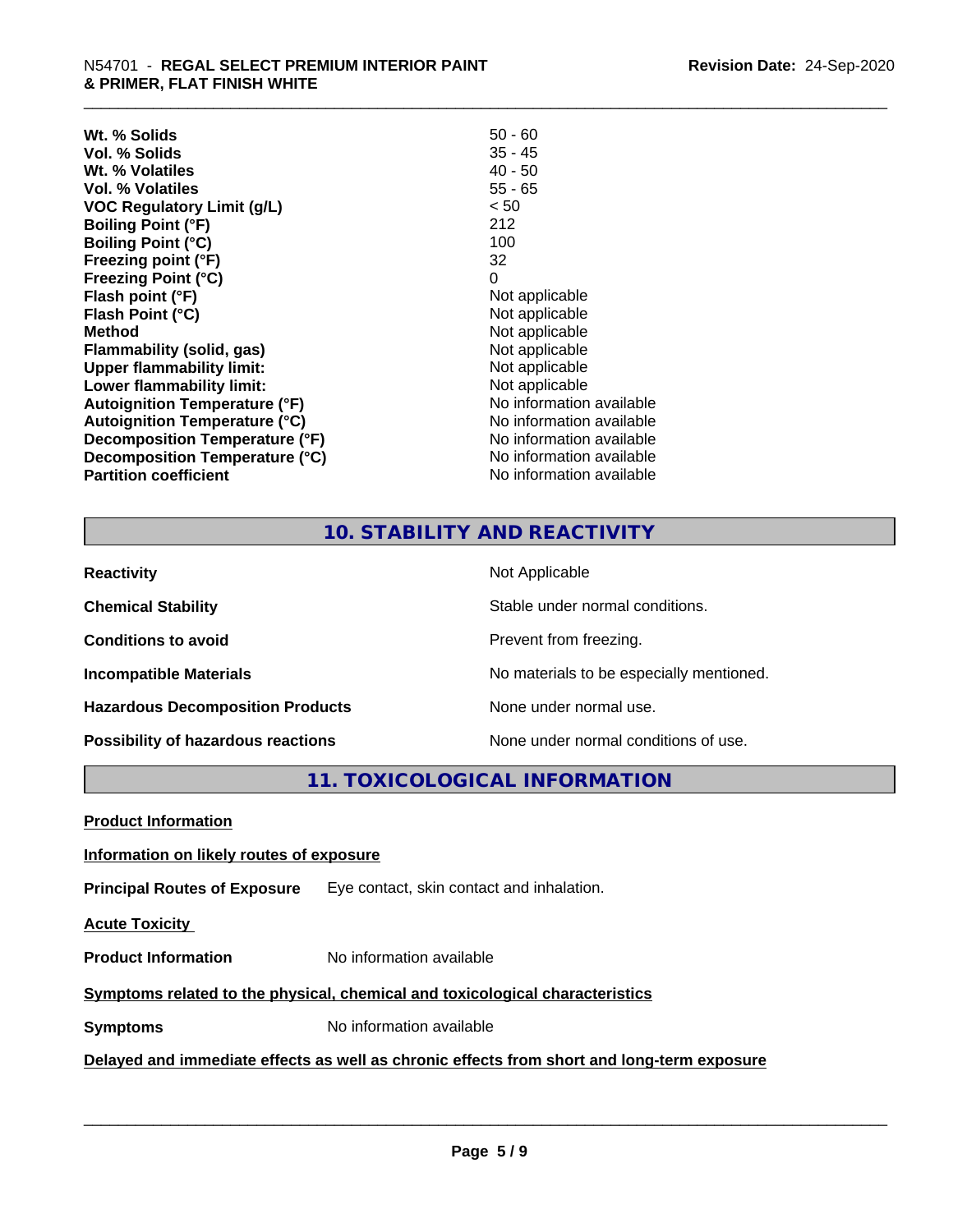| | |
|---|---|
| **Wt. % Solids** | 50 - 60 |
| **Vol. % Solids** | 35 - 45 |
| **Wt. % Volatiles** | 40 - 50 |
| **Vol. % Volatiles** | 55 - 65 |
| **VOC Regulatory Limit (g/L)** | < 50 |
| **Boiling Point (°F)** | 212 |
| **Boiling Point (°C)** | 100 |
| **Freezing point (°F)** | 32 |
| **Freezing Point (°C)** | 0 |
| **Flash point (°F)** | Not applicable |
| **Flash Point (°C)** | Not applicable |
| **Method** | Not applicable |
| **Flammability (solid, gas)** | Not applicable |
| **Upper flammability limit:** | Not applicable |
| **Lower flammability limit:** | Not applicable |
| **Autoignition Temperature (°F)** | No information available |
| **Autoignition Temperature (°C)** | No information available |
| **Decomposition Temperature (°F)** | No information available |
| **Decomposition Temperature (°C)** | No information available |
| **Partition coefficient** | No information available |

## 10. STABILITY AND REACTIVITY

| | |
|---|---|
| **Reactivity** | Not Applicable |
| **Chemical Stability** | Stable under normal conditions. |
| **Conditions to avoid** | Prevent from freezing. |
| **Incompatible Materials** | No materials to be especially mentioned. |
| **Hazardous Decomposition Products** | None under normal use. |
| **Possibility of hazardous reactions** | None under normal conditions of use. |

## 11. TOXICOLOGICAL INFORMATION

**Product Information**

**Information on likely routes of exposure**

**Principal Routes of Exposure** Eye contact, skin contact and inhalation.

**Acute Toxicity**

**Product Information** No information available

**Symptoms related to the physical, chemical and toxicological characteristics**

**Symptoms** No information available

**Delayed and immediate effects as well as chronic effects from short and long-term exposure**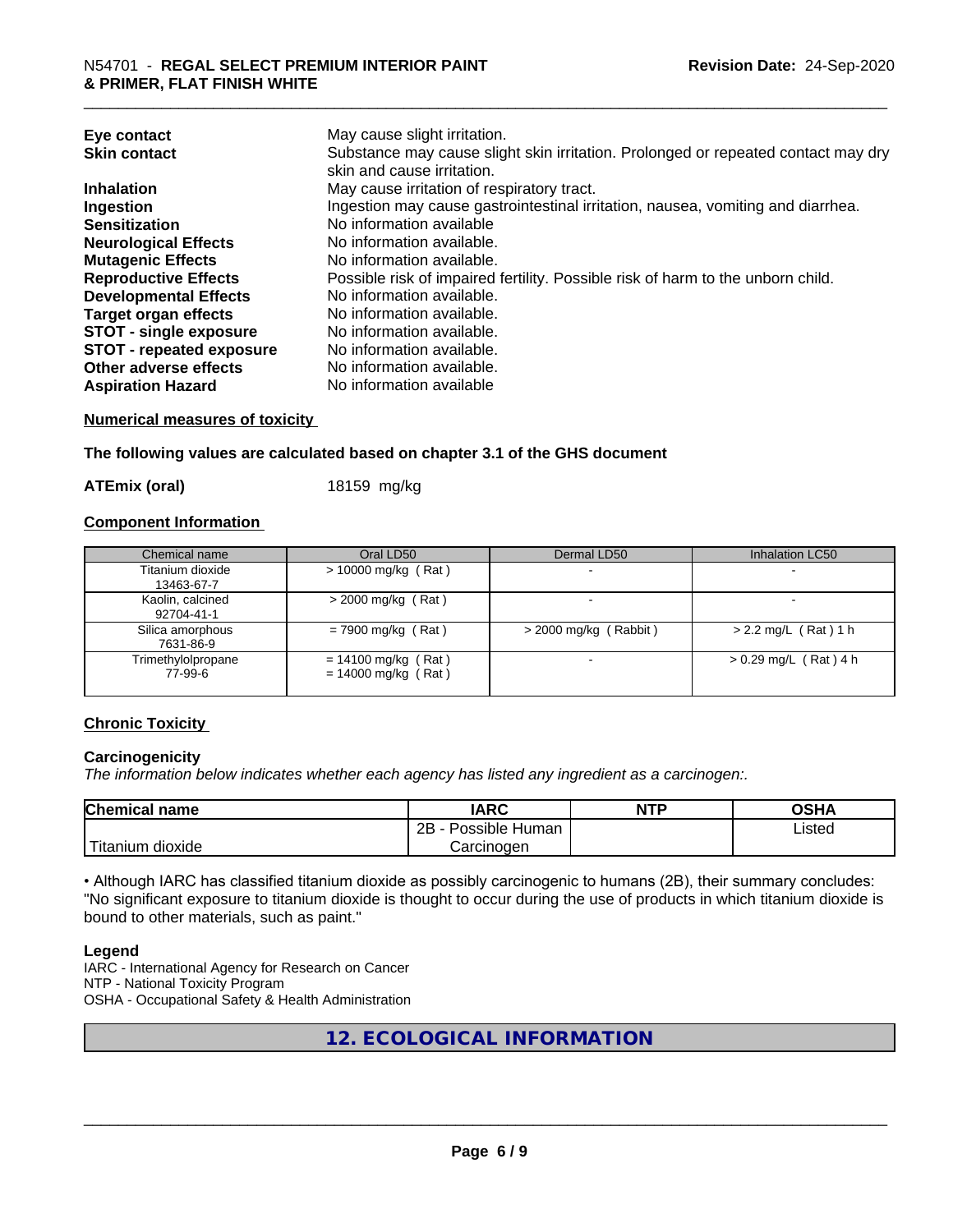| | |
|---|---|
| **Eye contact** | May cause slight irritation. |
| **Skin contact** | Substance may cause slight skin irritation. Prolonged or repeated contact may dry skin and cause irritation. |
| **Inhalation** | May cause irritation of respiratory tract. |
| **Ingestion** | Ingestion may cause gastrointestinal irritation, nausea, vomiting and diarrhea. |
| **Sensitization** | No information available |
| **Neurological Effects** | No information available. |
| **Mutagenic Effects** | No information available. |
| **Reproductive Effects** | Possible risk of impaired fertility. Possible risk of harm to the unborn child. |
| **Developmental Effects** | No information available. |
| **Target organ effects** | No information available. |
| **STOT - single exposure** | No information available. |
| **STOT - repeated exposure** | No information available. |
| **Other adverse effects** | No information available. |
| **Aspiration Hazard** | No information available |

**Numerical measures of toxicity**

**The following values are calculated based on chapter 3.1 of the GHS document**

**ATEmix (oral)** 18159 mg/kg

**Component Information**

| Chemical name | Oral LD50 | Dermal LD50 | Inhalation LC50 |
|---|---|---|---|
| Titanium dioxide<br>13463-67-7 | > 10000 mg/kg ( Rat ) | - | - |
| Kaolin, calcined<br>92704-41-1 | > 2000 mg/kg ( Rat ) | - | - |
| Silica amorphous<br>7631-86-9 | = 7900 mg/kg ( Rat ) | > 2000 mg/kg ( Rabbit ) | > 2.2 mg/L ( Rat ) 1 h |
| Trimethylolpropane<br>77-99-6 | = 14100 mg/kg ( Rat )<br>= 14000 mg/kg ( Rat ) | - | > 0.29 mg/L ( Rat ) 4 h |

**Chronic Toxicity**

**Carcinogenicity**

*The information below indicates whether each agency has listed any ingredient as a carcinogen:.*

| Chemical name | IARC | NTP | OSHA |
|---|---|---|---|
| Titanium dioxide | 2B - Possible Human Carcinogen | | Listed |

• Although IARC has classified titanium dioxide as possibly carcinogenic to humans (2B), their summary concludes: "No significant exposure to titanium dioxide is thought to occur during the use of products in which titanium dioxide is bound to other materials, such as paint."

**Legend**

IARC - International Agency for Research on Cancer
NTP - National Toxicity Program
OSHA - Occupational Safety & Health Administration

## 12. ECOLOGICAL INFORMATION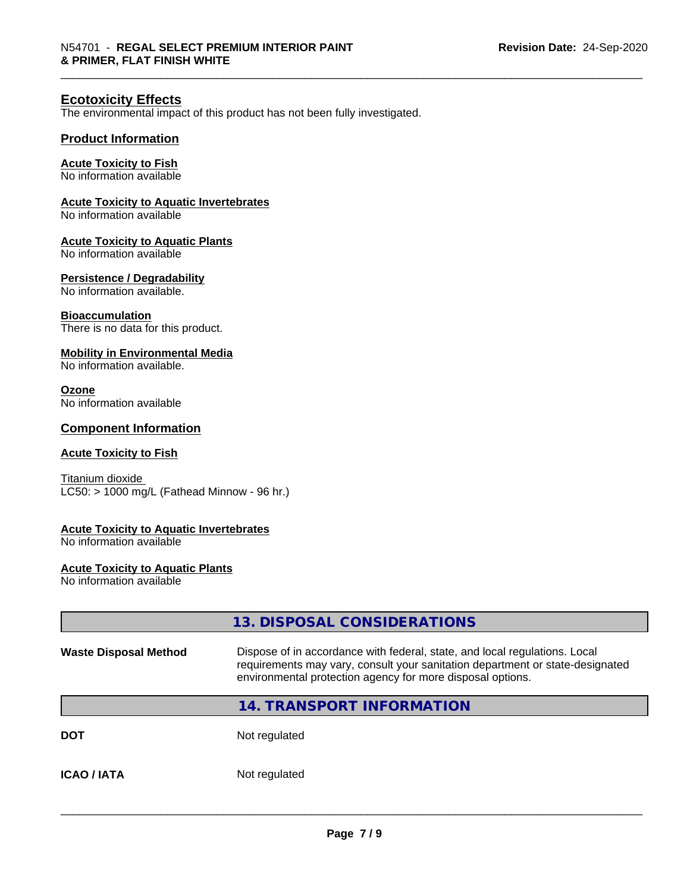## Ecotoxicity Effects

The environmental impact of this product has not been fully investigated.

### Product Information

**Acute Toxicity to Fish**
No information available

**Acute Toxicity to Aquatic Invertebrates**
No information available

**Acute Toxicity to Aquatic Plants**
No information available

**Persistence / Degradability**
No information available.

**Bioaccumulation**
There is no data for this product.

**Mobility in Environmental Media**
No information available.

**Ozone**
No information available

### Component Information

**Acute Toxicity to Fish**

Titanium dioxide
LC50: > 1000 mg/L (Fathead Minnow - 96 hr.)

**Acute Toxicity to Aquatic Invertebrates**
No information available

**Acute Toxicity to Aquatic Plants**
No information available

## 13. DISPOSAL CONSIDERATIONS

| | |
|---|---|
| **Waste Disposal Method** | Dispose of in accordance with federal, state, and local regulations. Local requirements may vary, consult your sanitation department or state-designated environmental protection agency for more disposal options. |

## 14. TRANSPORT INFORMATION

| | |
|---|---|
| **DOT** | Not regulated |
| **ICAO / IATA** | Not regulated |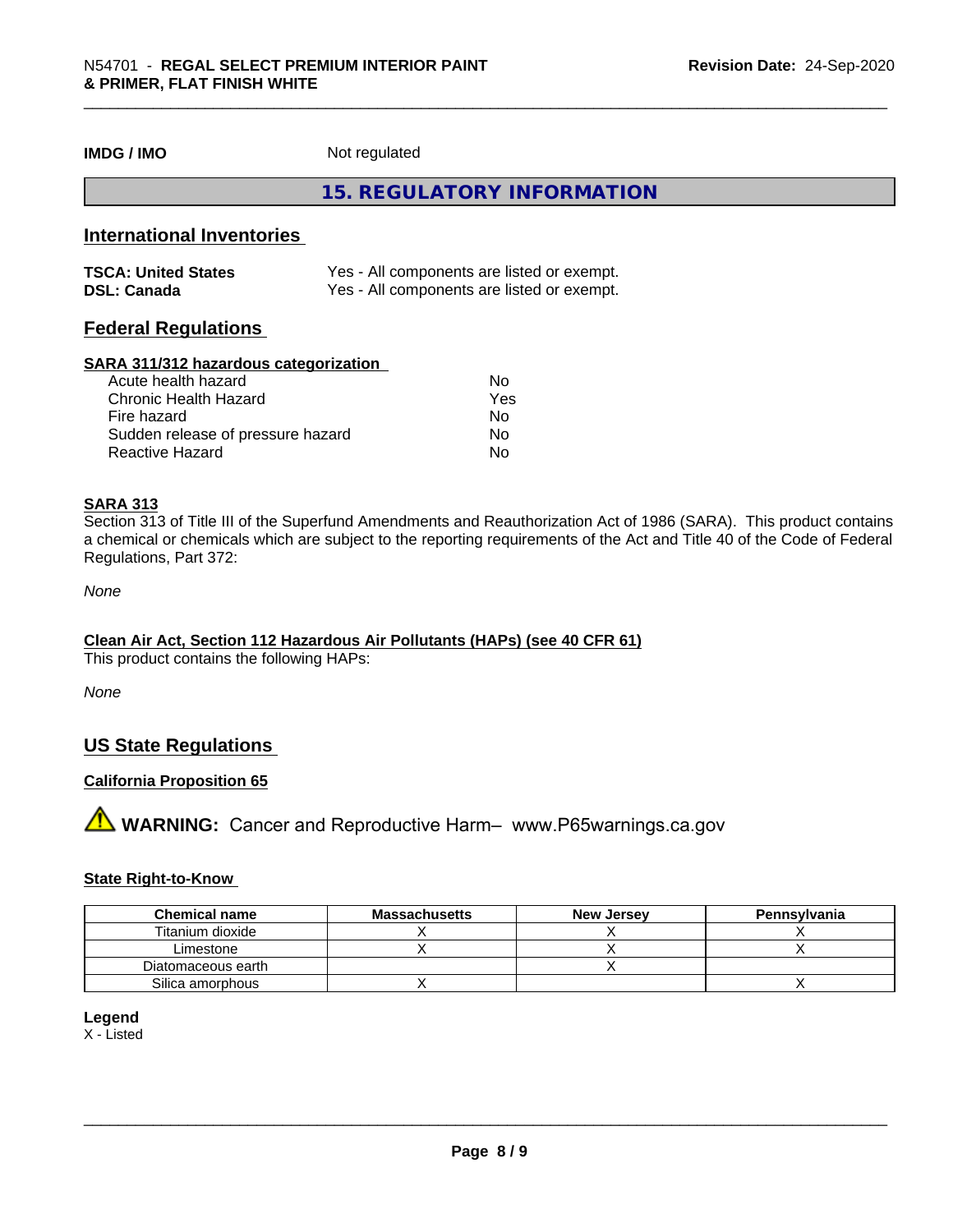**IMDG / IMO** Not regulated

## 15. REGULATORY INFORMATION

### International Inventories

| | |
|---|---|
| **TSCA: United States** | Yes - All components are listed or exempt. |
| **DSL: Canada** | Yes - All components are listed or exempt. |

### Federal Regulations

**SARA 311/312 hazardous categorization**

| | |
|---|---|
| Acute health hazard | No |
| Chronic Health Hazard | Yes |
| Fire hazard | No |
| Sudden release of pressure hazard | No |
| Reactive Hazard | No |

**SARA 313**

Section 313 of Title III of the Superfund Amendments and Reauthorization Act of 1986 (SARA). This product contains a chemical or chemicals which are subject to the reporting requirements of the Act and Title 40 of the Code of Federal Regulations, Part 372:

*None*

**Clean Air Act, Section 112 Hazardous Air Pollutants (HAPs) (see 40 CFR 61)**

This product contains the following HAPs:

*None*

### US State Regulations

**California Proposition 65**

⚠ **WARNING:** Cancer and Reproductive Harm– www.P65warnings.ca.gov

**State Right-to-Know**

| Chemical name | Massachusetts | New Jersey | Pennsylvania |
|---|---|---|---|
| Titanium dioxide | X | X | X |
| Limestone | X | X | X |
| Diatomaceous earth | | X | |
| Silica amorphous | X | | X |

**Legend**

X - Listed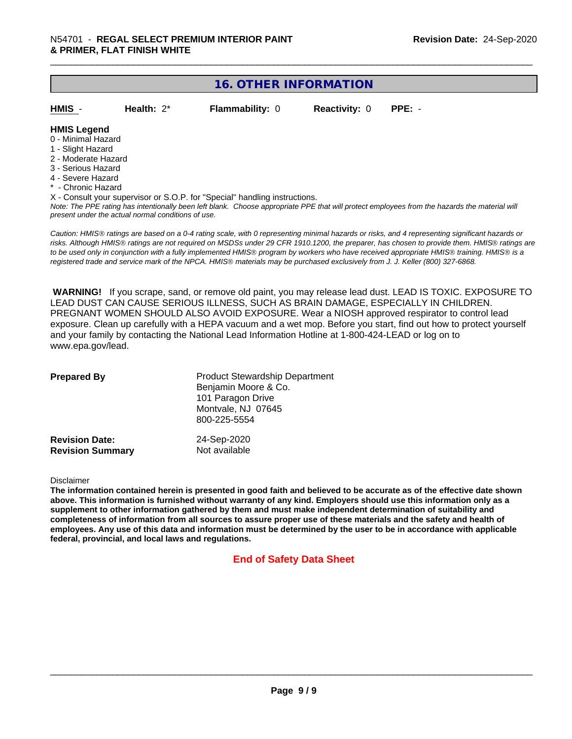## 16. OTHER INFORMATION

| HMIS - | Health: 2* | Flammability: 0 | Reactivity: 0 | PPE: - |
|---|---|---|---|---|

**HMIS Legend**
0 - Minimal Hazard
1 - Slight Hazard
2 - Moderate Hazard
3 - Serious Hazard
4 - Severe Hazard
* - Chronic Hazard
X - Consult your supervisor or S.O.P. for "Special" handling instructions.

*Note: The PPE rating has intentionally been left blank. Choose appropriate PPE that will protect employees from the hazards the material will present under the actual normal conditions of use.*

*Caution: HMIS® ratings are based on a 0-4 rating scale, with 0 representing minimal hazards or risks, and 4 representing significant hazards or risks. Although HMIS® ratings are not required on MSDSs under 29 CFR 1910.1200, the preparer, has chosen to provide them. HMIS® ratings are to be used only in conjunction with a fully implemented HMIS® program by workers who have received appropriate HMIS® training. HMIS® is a registered trade and service mark of the NPCA. HMIS® materials may be purchased exclusively from J. J. Keller (800) 327-6868.*

**WARNING!** If you scrape, sand, or remove old paint, you may release lead dust. LEAD IS TOXIC. EXPOSURE TO LEAD DUST CAN CAUSE SERIOUS ILLNESS, SUCH AS BRAIN DAMAGE, ESPECIALLY IN CHILDREN. PREGNANT WOMEN SHOULD ALSO AVOID EXPOSURE. Wear a NIOSH approved respirator to control lead exposure. Clean up carefully with a HEPA vacuum and a wet mop. Before you start, find out how to protect yourself and your family by contacting the National Lead Information Hotline at 1-800-424-LEAD or log on to www.epa.gov/lead.

**Prepared By**
Product Stewardship Department
Benjamin Moore & Co.
101 Paragon Drive
Montvale, NJ 07645
800-225-5554

**Revision Date:** 24-Sep-2020
**Revision Summary** Not available

Disclaimer

**The information contained herein is presented in good faith and believed to be accurate as of the effective date shown above. This information is furnished without warranty of any kind. Employers should use this information only as a supplement to other information gathered by them and must make independent determination of suitability and completeness of information from all sources to assure proper use of these materials and the safety and health of employees. Any use of this data and information must be determined by the user to be in accordance with applicable federal, provincial, and local laws and regulations.**

**End of Safety Data Sheet**